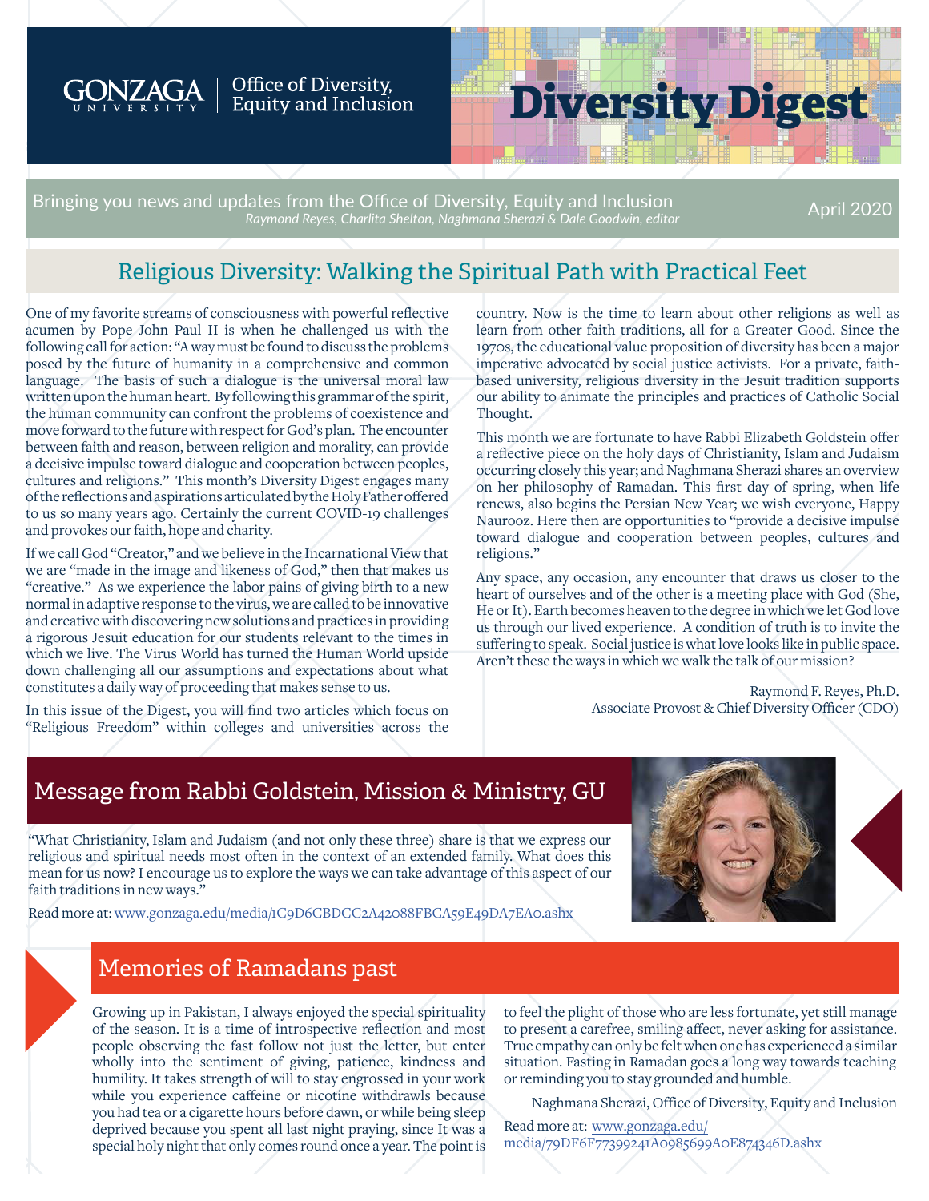Gonzaga University | Office of Diversity, Equity and Inclusion

# Diversity Digest

Bringing you news and updates from the Office of Diversity, Equity and Inclusion
*Raymond Reyes, Charlita Shelton, Naghmana Sherazi & Dale Goodwin, editor*

April 2020

## Religious Diversity: Walking the Spiritual Path with Practical Feet

One of my favorite streams of consciousness with powerful reflective acumen by Pope John Paul II is when he challenged us with the following call for action: "A way must be found to discuss the problems posed by the future of humanity in a comprehensive and common language. The basis of such a dialogue is the universal moral law written upon the human heart. By following this grammar of the spirit, the human community can confront the problems of coexistence and move forward to the future with respect for God's plan. The encounter between faith and reason, between religion and morality, can provide a decisive impulse toward dialogue and cooperation between peoples, cultures and religions." This month's Diversity Digest engages many of the reflections and aspirations articulated by the Holy Father offered to us so many years ago. Certainly the current COVID-19 challenges and provokes our faith, hope and charity.

If we call God "Creator," and we believe in the Incarnational View that we are "made in the image and likeness of God," then that makes us "creative." As we experience the labor pains of giving birth to a new normal in adaptive response to the virus, we are called to be innovative and creative with discovering new solutions and practices in providing a rigorous Jesuit education for our students relevant to the times in which we live. The Virus World has turned the Human World upside down challenging all our assumptions and expectations about what constitutes a daily way of proceeding that makes sense to us.

In this issue of the Digest, you will find two articles which focus on "Religious Freedom" within colleges and universities across the country. Now is the time to learn about other religions as well as learn from other faith traditions, all for a Greater Good. Since the 1970s, the educational value proposition of diversity has been a major imperative advocated by social justice activists. For a private, faith-based university, religious diversity in the Jesuit tradition supports our ability to animate the principles and practices of Catholic Social Thought.

This month we are fortunate to have Rabbi Elizabeth Goldstein offer a reflective piece on the holy days of Christianity, Islam and Judaism occurring closely this year; and Naghmana Sherazi shares an overview on her philosophy of Ramadan. This first day of spring, when life renews, also begins the Persian New Year; we wish everyone, Happy Naurooz. Here then are opportunities to "provide a decisive impulse toward dialogue and cooperation between peoples, cultures and religions."

Any space, any occasion, any encounter that draws us closer to the heart of ourselves and of the other is a meeting place with God (She, He or It). Earth becomes heaven to the degree in which we let God love us through our lived experience. A condition of truth is to invite the suffering to speak. Social justice is what love looks like in public space. Aren't these the ways in which we walk the talk of our mission?

Raymond F. Reyes, Ph.D.
Associate Provost & Chief Diversity Officer (CDO)

## Message from Rabbi Goldstein, Mission & Ministry, GU

"What Christianity, Islam and Judaism (and not only these three) share is that we express our religious and spiritual needs most often in the context of an extended family. What does this mean for us now? I encourage us to explore the ways we can take advantage of this aspect of our faith traditions in new ways."

Read more at: www.gonzaga.edu/media/1C9D6CBDCC2A42088FBCA59E49DA7EA0.ashx

## Memories of Ramadans past

Growing up in Pakistan, I always enjoyed the special spirituality of the season. It is a time of introspective reflection and most people observing the fast follow not just the letter, but enter wholly into the sentiment of giving, patience, kindness and humility. It takes strength of will to stay engrossed in your work while you experience caffeine or nicotine withdrawls because you had tea or a cigarette hours before dawn, or while being sleep deprived because you spent all last night praying, since It was a special holy night that only comes round once a year. The point is to feel the plight of those who are less fortunate, yet still manage to present a carefree, smiling affect, never asking for assistance. True empathy can only be felt when one has experienced a similar situation. Fasting in Ramadan goes a long way towards teaching or reminding you to stay grounded and humble.

Naghmana Sherazi, Office of Diversity, Equity and Inclusion

Read more at: www.gonzaga.edu/media/79DF6F77399241A0985699A0E874346D.ashx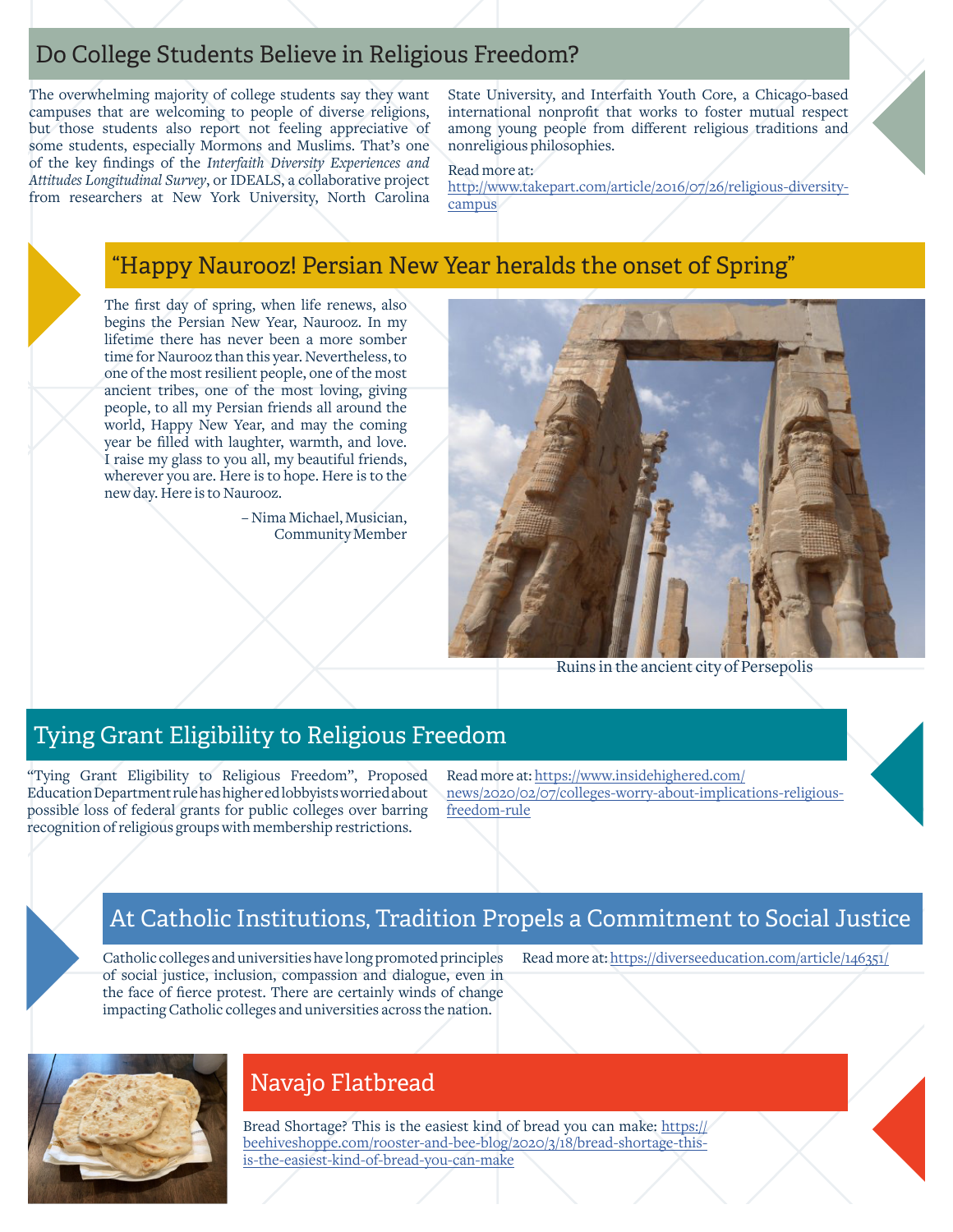## Do College Students Believe in Religious Freedom?

The overwhelming majority of college students say they want campuses that are welcoming to people of diverse religions, but those students also report not feeling appreciative of some students, especially Mormons and Muslims. That's one of the key findings of the *Interfaith Diversity Experiences and Attitudes Longitudinal Survey*, or IDEALS, a collaborative project from researchers at New York University, North Carolina State University, and Interfaith Youth Core, a Chicago-based international nonprofit that works to foster mutual respect among young people from different religious traditions and nonreligious philosophies.

Read more at: http://www.takepart.com/article/2016/07/26/religious-diversity-campus

## "Happy Nauooz! Persian New Year heralds the onset of Spring"

The first day of spring, when life renews, also begins the Persian New Year, Naurooz. In my lifetime there has never been a more somber time for Naurooz than this year. Nevertheless, to one of the most resilient people, one of the most ancient tribes, one of the most loving, giving people, to all my Persian friends all around the world, Happy New Year, and may the coming year be filled with laughter, warmth, and love. I raise my glass to you all, my beautiful friends, wherever you are. Here is to hope. Here is to the new day. Here is to Naurooz.

– Nima Michael, Musician, Community Member

Ruins in the ancient city of Persepolis

## Tying Grant Eligibility to Religious Freedom

"Tying Grant Eligibility to Religious Freedom", Proposed Education Department rule has higher ed lobbyists worried about possible loss of federal grants for public colleges over barring recognition of religious groups with membership restrictions.

Read more at: https://www.insidehighered.com/news/2020/02/07/colleges-worry-about-implications-religious-freedom-rule

## At Catholic Institutions, Tradition Propels a Commitment to Social Justice

Catholic colleges and universities have long promoted principles of social justice, inclusion, compassion and dialogue, even in the face of fierce protest. There are certainly winds of change impacting Catholic colleges and universities across the nation.

Read more at: https://diverseeducation.com/article/146351/

## Navajo Flatbread

Bread Shortage? This is the easiest kind of bread you can make: https://beehiveshoppe.com/rooster-and-bee-blog/2020/3/18/bread-shortage-this-is-the-easiest-kind-of-bread-you-can-make